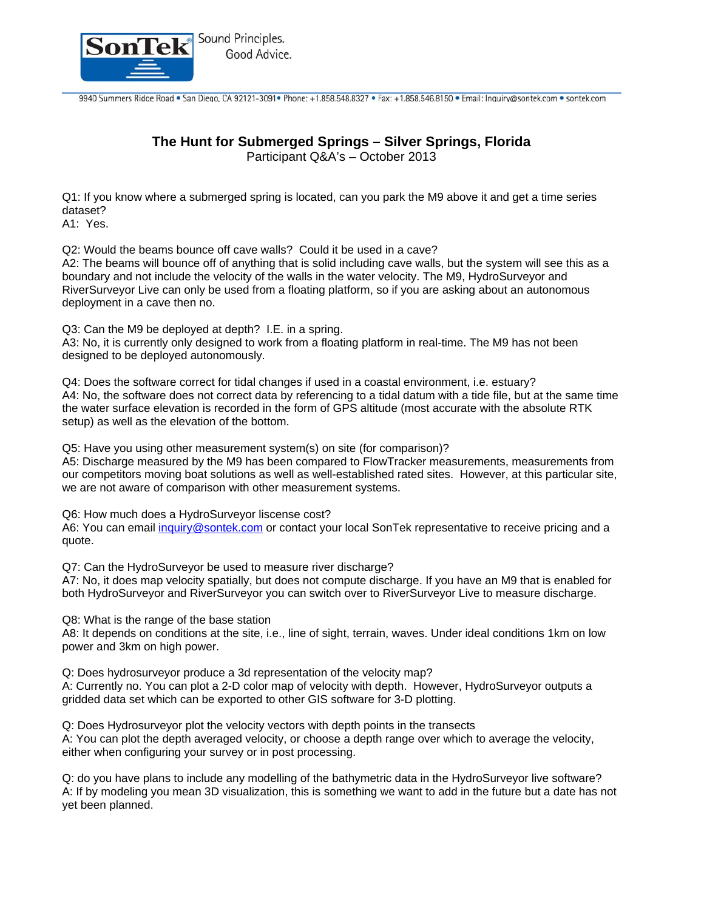SonTek® Sound Principles. Good Advice.

9940 Summers Ridge Road • San Diego, CA 92121-3091 • Phone: +1.858.548.8327 • Fax: +1.858.546.8150 • Email: Inquiry@sontek.com • sontek.com

# The Hunt for Submerged Springs – Silver Springs, Florida

Participant Q&A's – October 2013

Q1: If you know where a submerged spring is located, can you park the M9 above it and get a time series dataset?
A1: Yes.

Q2: Would the beams bounce off cave walls? Could it be used in a cave?
A2: The beams will bounce off of anything that is solid including cave walls, but the system will see this as a boundary and not include the velocity of the walls in the water velocity. The M9, HydroSurveyor and RiverSurveyor Live can only be used from a floating platform, so if you are asking about an autonomous deployment in a cave then no.

Q3: Can the M9 be deployed at depth? I.E. in a spring.
A3: No, it is currently only designed to work from a floating platform in real-time. The M9 has not been designed to be deployed autonomously.

Q4: Does the software correct for tidal changes if used in a coastal environment, i.e. estuary?
A4: No, the software does not correct data by referencing to a tidal datum with a tide file, but at the same time the water surface elevation is recorded in the form of GPS altitude (most accurate with the absolute RTK setup) as well as the elevation of the bottom.

Q5: Have you using other measurement system(s) on site (for comparison)?
A5: Discharge measured by the M9 has been compared to FlowTracker measurements, measurements from our competitors moving boat solutions as well as well-established rated sites. However, at this particular site, we are not aware of comparison with other measurement systems.

Q6: How much does a HydroSurveyor liscense cost?
A6: You can email inquiry@sontek.com or contact your local SonTek representative to receive pricing and a quote.

Q7: Can the HydroSurveyor be used to measure river discharge?
A7: No, it does map velocity spatially, but does not compute discharge. If you have an M9 that is enabled for both HydroSurveyor and RiverSurveyor you can switch over to RiverSurveyor Live to measure discharge.

Q8: What is the range of the base station
A8: It depends on conditions at the site, i.e., line of sight, terrain, waves. Under ideal conditions 1km on low power and 3km on high power.

Q: Does hydrosurveyor produce a 3d representation of the velocity map?
A: Currently no. You can plot a 2-D color map of velocity with depth. However, HydroSurveyor outputs a gridded data set which can be exported to other GIS software for 3-D plotting.

Q: Does Hydrosurveyor plot the velocity vectors with depth points in the transects
A: You can plot the depth averaged velocity, or choose a depth range over which to average the velocity, either when configuring your survey or in post processing.

Q: do you have plans to include any modelling of the bathymetric data in the HydroSurveyor live software?
A: If by modeling you mean 3D visualization, this is something we want to add in the future but a date has not yet been planned.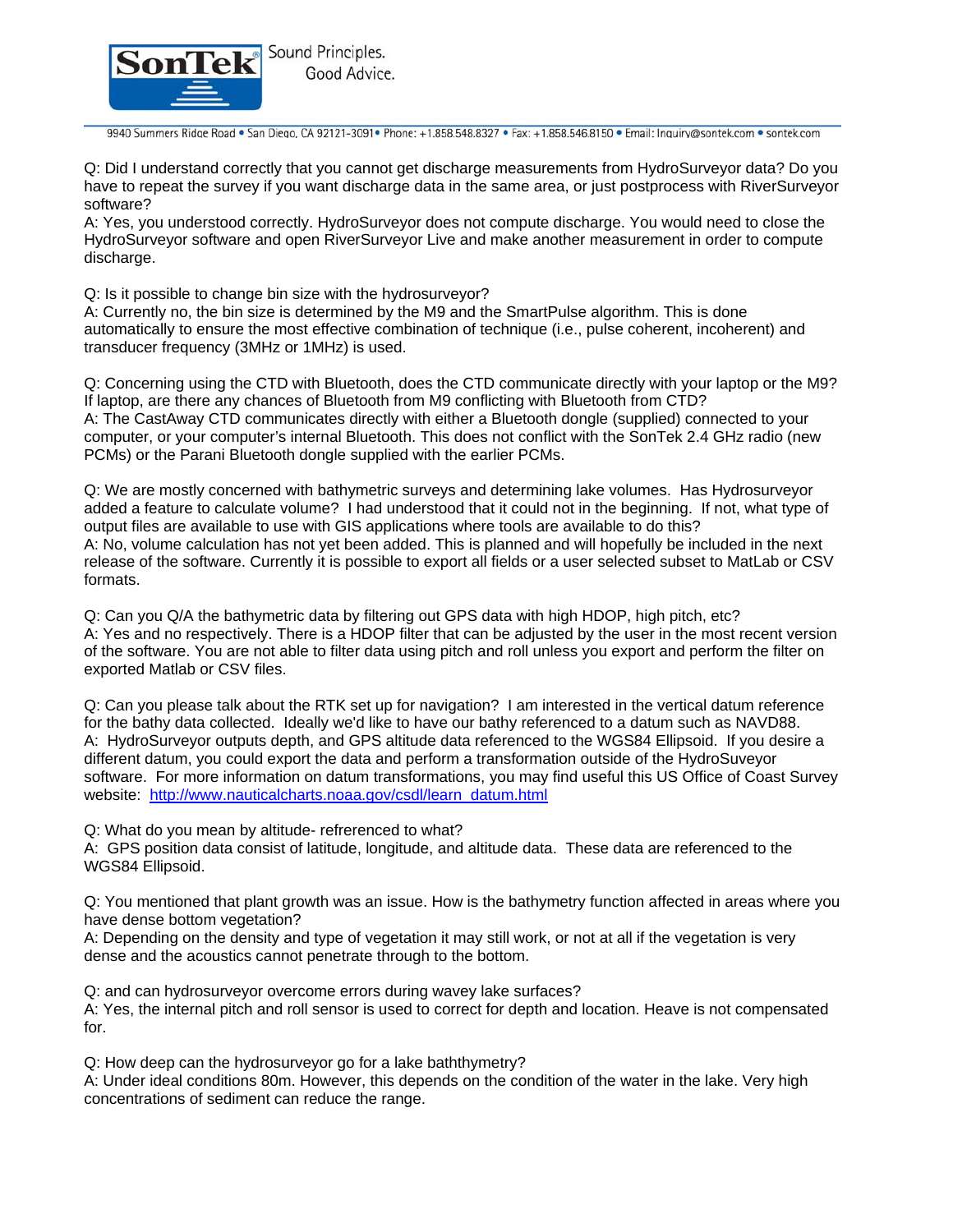Q: Did I understand correctly that you cannot get discharge measurements from HydroSurveyor data? Do you have to repeat the survey if you want discharge data in the same area, or just postprocess with RiverSurveyor software?
A: Yes, you understood correctly. HydroSurveyor does not compute discharge. You would need to close the HydroSurveyor software and open RiverSurveyor Live and make another measurement in order to compute discharge.

Q: Is it possible to change bin size with the hydrosurveyor?
A: Currently no, the bin size is determined by the M9 and the SmartPulse algorithm. This is done automatically to ensure the most effective combination of technique (i.e., pulse coherent, incoherent) and transducer frequency (3MHz or 1MHz) is used.

Q: Concerning using the CTD with Bluetooth, does the CTD communicate directly with your laptop or the M9? If laptop, are there any chances of Bluetooth from M9 conflicting with Bluetooth from CTD?
A: The CastAway CTD communicates directly with either a Bluetooth dongle (supplied) connected to your computer, or your computer's internal Bluetooth. This does not conflict with the SonTek 2.4 GHz radio (new PCMs) or the Parani Bluetooth dongle supplied with the earlier PCMs.

Q: We are mostly concerned with bathymetric surveys and determining lake volumes. Has Hydrosurveyor added a feature to calculate volume? I had understood that it could not in the beginning. If not, what type of output files are available to use with GIS applications where tools are available to do this?
A: No, volume calculation has not yet been added. This is planned and will hopefully be included in the next release of the software. Currently it is possible to export all fields or a user selected subset to MatLab or CSV formats.

Q: Can you Q/A the bathymetric data by filtering out GPS data with high HDOP, high pitch, etc?
A: Yes and no respectively. There is a HDOP filter that can be adjusted by the user in the most recent version of the software. You are not able to filter data using pitch and roll unless you export and perform the filter on exported Matlab or CSV files.

Q: Can you please talk about the RTK set up for navigation? I am interested in the vertical datum reference for the bathy data collected. Ideally we'd like to have our bathy referenced to a datum such as NAVD88.
A: HydroSurveyor outputs depth, and GPS altitude data referenced to the WGS84 Ellipsoid. If you desire a different datum, you could export the data and perform a transformation outside of the HydroSuveyor software. For more information on datum transformations, you may find useful this US Office of Coast Survey website: [http://www.nauticalcharts.noaa.gov/csdl/learn_datum.html](http://www.nauticalcharts.noaa.gov/csdl/learn_datum.html)

Q: What do you mean by altitude- refrerenced to what?
A: GPS position data consist of latitude, longitude, and altitude data. These data are referenced to the WGS84 Ellipsoid.

Q: You mentioned that plant growth was an issue. How is the bathymetry function affected in areas where you have dense bottom vegetation?
A: Depending on the density and type of vegetation it may still work, or not at all if the vegetation is very dense and the acoustics cannot penetrate through to the bottom.

Q: and can hydrosurveyor overcome errors during wavey lake surfaces?
A: Yes, the internal pitch and roll sensor is used to correct for depth and location. Heave is not compensated for.

Q: How deep can the hydrosurveyor go for a lake baththymetry?
A: Under ideal conditions 80m. However, this depends on the condition of the water in the lake. Very high concentrations of sediment can reduce the range.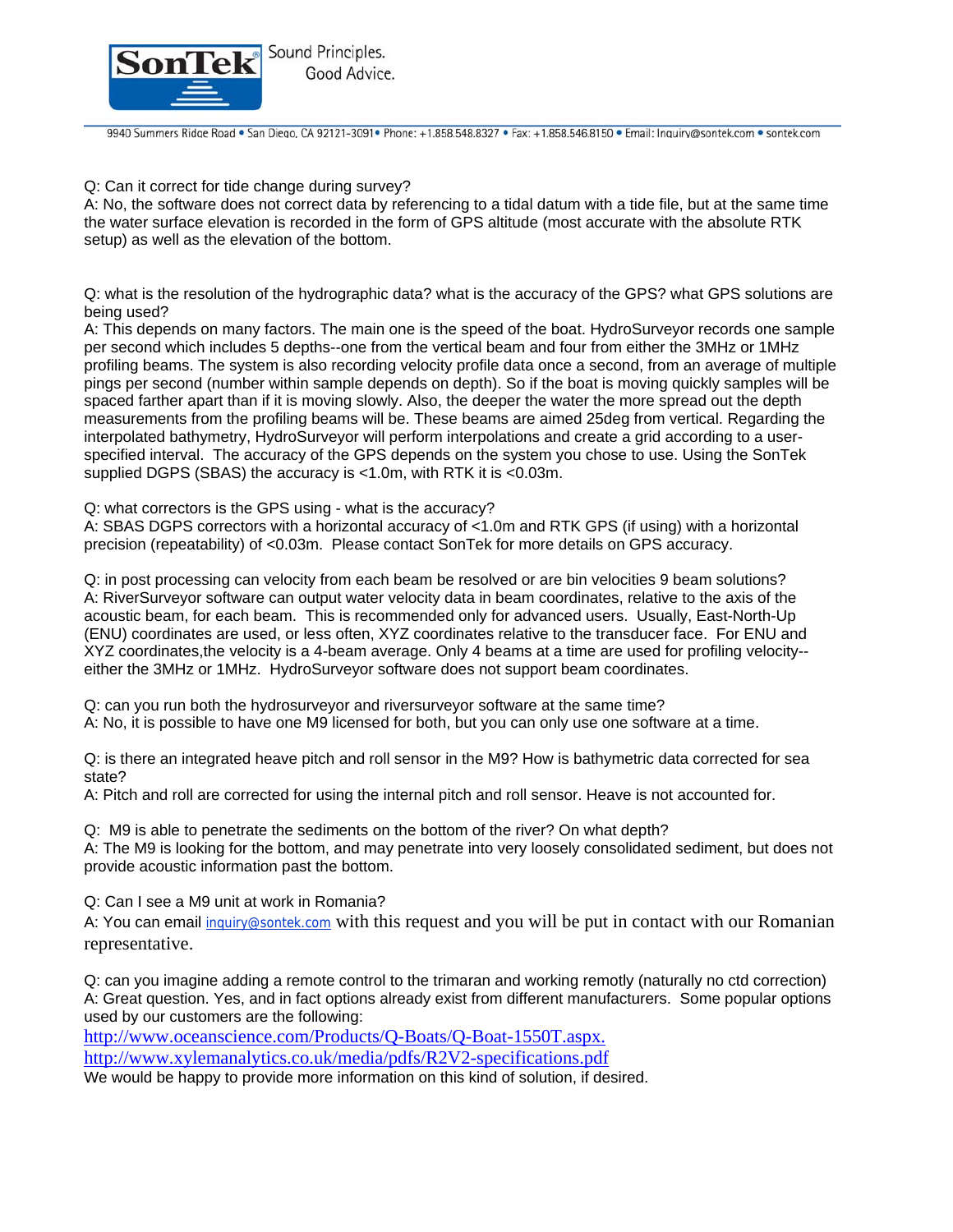Q: Can it correct for tide change during survey?
A: No, the software does not correct data by referencing to a tidal datum with a tide file, but at the same time the water surface elevation is recorded in the form of GPS altitude (most accurate with the absolute RTK setup) as well as the elevation of the bottom.

Q: what is the resolution of the hydrographic data? what is the accuracy of the GPS? what GPS solutions are being used?
A: This depends on many factors. The main one is the speed of the boat. HydroSurveyor records one sample per second which includes 5 depths--one from the vertical beam and four from either the 3MHz or 1MHz profiling beams. The system is also recording velocity profile data once a second, from an average of multiple pings per second (number within sample depends on depth). So if the boat is moving quickly samples will be spaced farther apart than if it is moving slowly. Also, the deeper the water the more spread out the depth measurements from the profiling beams will be. These beams are aimed 25deg from vertical. Regarding the interpolated bathymetry, HydroSurveyor will perform interpolations and create a grid according to a user-specified interval. The accuracy of the GPS depends on the system you chose to use. Using the SonTek supplied DGPS (SBAS) the accuracy is <1.0m, with RTK it is <0.03m.

Q: what correctors is the GPS using - what is the accuracy?
A: SBAS DGPS correctors with a horizontal accuracy of <1.0m and RTK GPS (if using) with a horizontal precision (repeatability) of <0.03m. Please contact SonTek for more details on GPS accuracy.

Q: in post processing can velocity from each beam be resolved or are bin velocities 9 beam solutions?
A: RiverSurveyor software can output water velocity data in beam coordinates, relative to the axis of the acoustic beam, for each beam. This is recommended only for advanced users. Usually, East-North-Up (ENU) coordinates are used, or less often, XYZ coordinates relative to the transducer face. For ENU and XYZ coordinates,the velocity is a 4-beam average. Only 4 beams at a time are used for profiling velocity--either the 3MHz or 1MHz. HydroSurveyor software does not support beam coordinates.

Q: can you run both the hydrosurveyor and riversurveyor software at the same time?
A: No, it is possible to have one M9 licensed for both, but you can only use one software at a time.

Q: is there an integrated heave pitch and roll sensor in the M9? How is bathymetric data corrected for sea state?
A: Pitch and roll are corrected for using the internal pitch and roll sensor. Heave is not accounted for.

Q: M9 is able to penetrate the sediments on the bottom of the river? On what depth?
A: The M9 is looking for the bottom, and may penetrate into very loosely consolidated sediment, but does not provide acoustic information past the bottom.

Q: Can I see a M9 unit at work in Romania?
A: You can email inquiry@sontek.com with this request and you will be put in contact with our Romanian representative.

Q: can you imagine adding a remote control to the trimaran and working remotly (naturally no ctd correction)
A: Great question. Yes, and in fact options already exist from different manufacturers. Some popular options used by our customers are the following:
http://www.oceanscience.com/Products/Q-Boats/Q-Boat-1550T.aspx.
http://www.xylemanalytics.co.uk/media/pdfs/R2V2-specifications.pdf
We would be happy to provide more information on this kind of solution, if desired.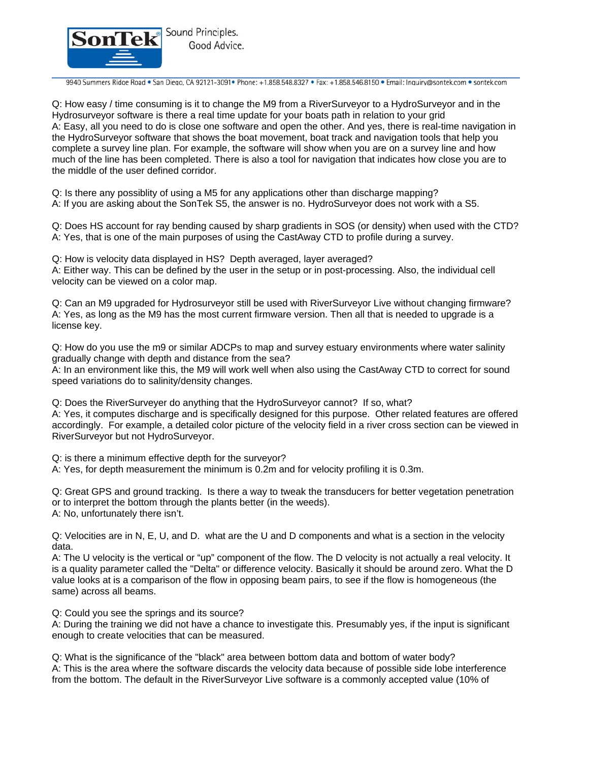Q: How easy / time consuming is it to change the M9 from a RiverSurveyor to a HydroSurveyor and in the Hydrosurveyor software is there a real time update for your boats path in relation to your grid
A: Easy, all you need to do is close one software and open the other. And yes, there is real-time navigation in the HydroSurveyor software that shows the boat movement, boat track and navigation tools that help you complete a survey line plan. For example, the software will show when you are on a survey line and how much of the line has been completed. There is also a tool for navigation that indicates how close you are to the middle of the user defined corridor.

Q: Is there any possiblity of using a M5 for any applications other than discharge mapping?
A: If you are asking about the SonTek S5, the answer is no. HydroSurveyor does not work with a S5.

Q: Does HS account for ray bending caused by sharp gradients in SOS (or density) when used with the CTD?
A: Yes, that is one of the main purposes of using the CastAway CTD to profile during a survey.

Q: How is velocity data displayed in HS? Depth averaged, layer averaged?
A: Either way. This can be defined by the user in the setup or in post-processing. Also, the individual cell velocity can be viewed on a color map.

Q: Can an M9 upgraded for Hydrosurveyor still be used with RiverSurveyor Live without changing firmware?
A: Yes, as long as the M9 has the most current firmware version. Then all that is needed to upgrade is a license key.

Q: How do you use the m9 or similar ADCPs to map and survey estuary environments where water salinity gradually change with depth and distance from the sea?
A: In an environment like this, the M9 will work well when also using the CastAway CTD to correct for sound speed variations do to salinity/density changes.

Q: Does the RiverSurveyer do anything that the HydroSurveyor cannot? If so, what?
A: Yes, it computes discharge and is specifically designed for this purpose. Other related features are offered accordingly. For example, a detailed color picture of the velocity field in a river cross section can be viewed in RiverSurveyor but not HydroSurveyor.

Q: is there a minimum effective depth for the surveyor?
A: Yes, for depth measurement the minimum is 0.2m and for velocity profiling it is 0.3m.

Q: Great GPS and ground tracking. Is there a way to tweak the transducers for better vegetation penetration or to interpret the bottom through the plants better (in the weeds).
A: No, unfortunately there isn't.

Q: Velocities are in N, E, U, and D. what are the U and D components and what is a section in the velocity data.
A: The U velocity is the vertical or "up" component of the flow. The D velocity is not actually a real velocity. It is a quality parameter called the "Delta" or difference velocity. Basically it should be around zero. What the D value looks at is a comparison of the flow in opposing beam pairs, to see if the flow is homogeneous (the same) across all beams.

Q: Could you see the springs and its source?
A: During the training we did not have a chance to investigate this. Presumably yes, if the input is significant enough to create velocities that can be measured.

Q: What is the significance of the "black" area between bottom data and bottom of water body?
A: This is the area where the software discards the velocity data because of possible side lobe interference from the bottom. The default in the RiverSurveyor Live software is a commonly accepted value (10% of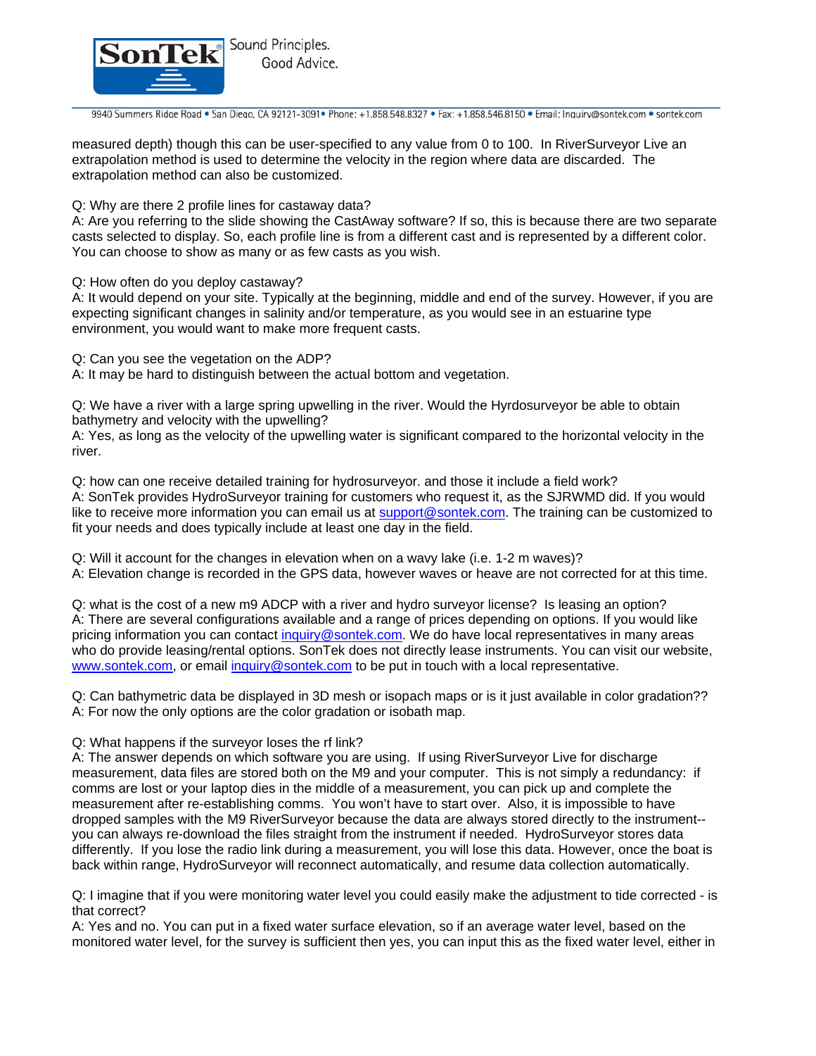measured depth) though this can be user-specified to any value from 0 to 100. In RiverSurveyor Live an extrapolation method is used to determine the velocity in the region where data are discarded. The extrapolation method can also be customized.

Q: Why are there 2 profile lines for castaway data?
A: Are you referring to the slide showing the CastAway software? If so, this is because there are two separate casts selected to display. So, each profile line is from a different cast and is represented by a different color. You can choose to show as many or as few casts as you wish.

Q: How often do you deploy castaway?
A: It would depend on your site. Typically at the beginning, middle and end of the survey. However, if you are expecting significant changes in salinity and/or temperature, as you would see in an estuarine type environment, you would want to make more frequent casts.

Q: Can you see the vegetation on the ADP?
A: It may be hard to distinguish between the actual bottom and vegetation.

Q: We have a river with a large spring upwelling in the river. Would the Hyrdosurveyor be able to obtain bathymetry and velocity with the upwelling?
A: Yes, as long as the velocity of the upwelling water is significant compared to the horizontal velocity in the river.

Q: how can one receive detailed training for hydrosurveyor. and those it include a field work?
A: SonTek provides HydroSurveyor training for customers who request it, as the SJRWMD did. If you would like to receive more information you can email us at support@sontek.com. The training can be customized to fit your needs and does typically include at least one day in the field.

Q: Will it account for the changes in elevation when on a wavy lake (i.e. 1-2 m waves)?
A: Elevation change is recorded in the GPS data, however waves or heave are not corrected for at this time.

Q: what is the cost of a new m9 ADCP with a river and hydro surveyor license? Is leasing an option?
A: There are several configurations available and a range of prices depending on options. If you would like pricing information you can contact inquiry@sontek.com. We do have local representatives in many areas who do provide leasing/rental options. SonTek does not directly lease instruments. You can visit our website, www.sontek.com, or email inquiry@sontek.com to be put in touch with a local representative.

Q: Can bathymetric data be displayed in 3D mesh or isopach maps or is it just available in color gradation??
A: For now the only options are the color gradation or isobath map.

Q: What happens if the surveyor loses the rf link?
A: The answer depends on which software you are using. If using RiverSurveyor Live for discharge measurement, data files are stored both on the M9 and your computer. This is not simply a redundancy: if comms are lost or your laptop dies in the middle of a measurement, you can pick up and complete the measurement after re-establishing comms. You won't have to start over. Also, it is impossible to have dropped samples with the M9 RiverSurveyor because the data are always stored directly to the instrument--you can always re-download the files straight from the instrument if needed. HydroSurveyor stores data differently. If you lose the radio link during a measurement, you will lose this data. However, once the boat is back within range, HydroSurveyor will reconnect automatically, and resume data collection automatically.

Q: I imagine that if you were monitoring water level you could easily make the adjustment to tide corrected - is that correct?
A: Yes and no. You can put in a fixed water surface elevation, so if an average water level, based on the monitored water level, for the survey is sufficient then yes, you can input this as the fixed water level, either in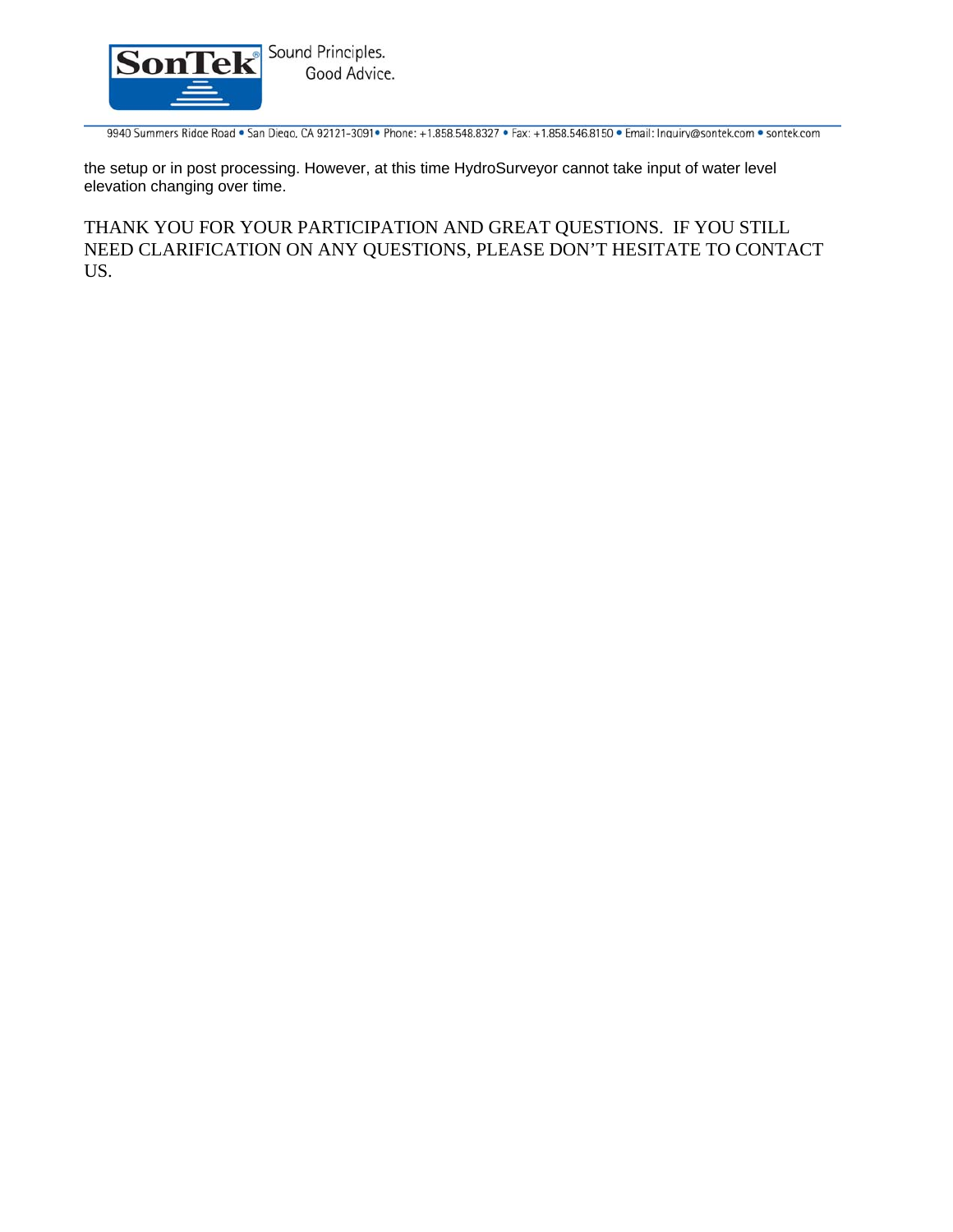the setup or in post processing. However, at this time HydroSurveyor cannot take input of water level elevation changing over time.

THANK YOU FOR YOUR PARTICIPATION AND GREAT QUESTIONS. IF YOU STILL NEED CLARIFICATION ON ANY QUESTIONS, PLEASE DON'T HESITATE TO CONTACT US.